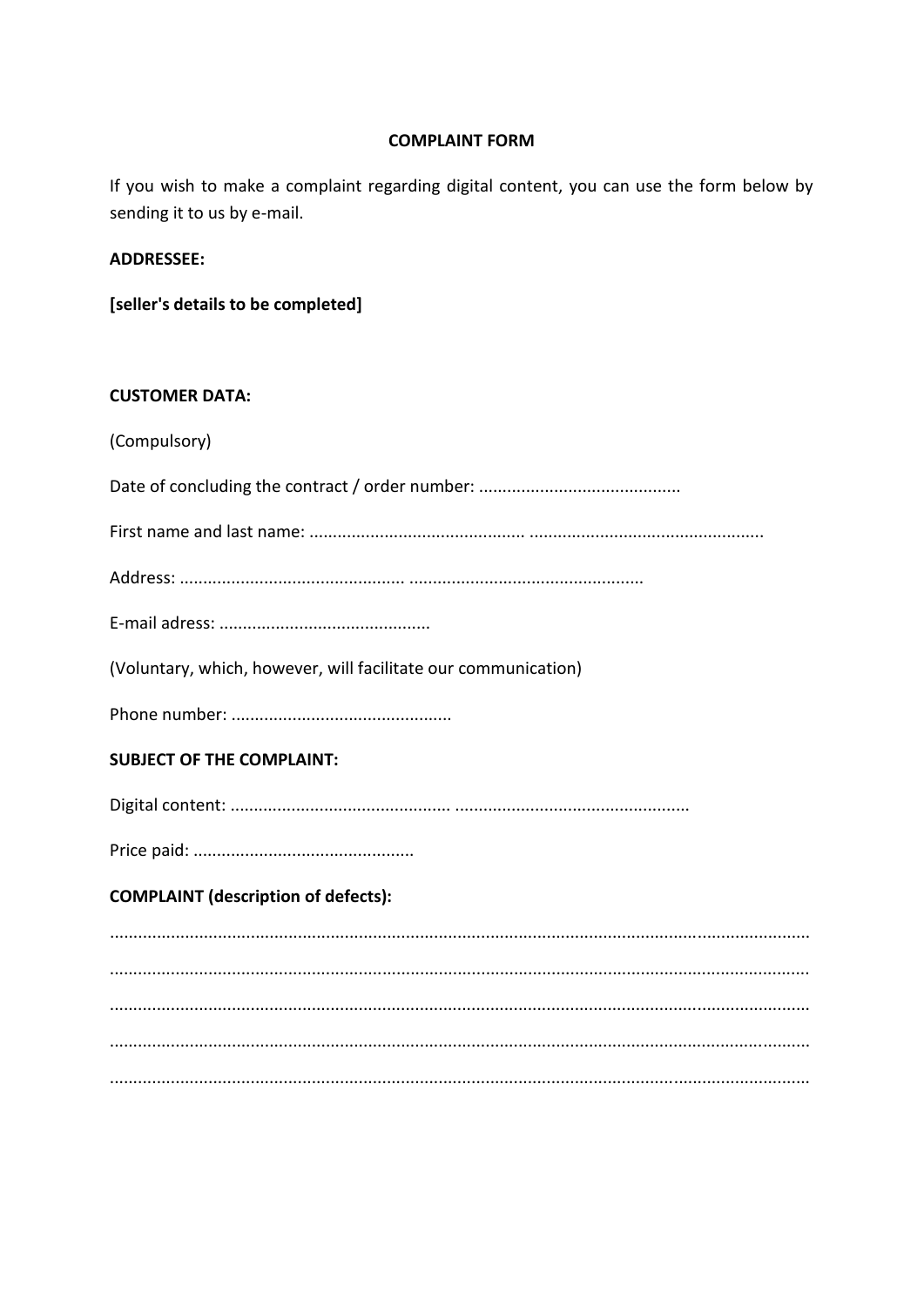**COMPLAINT FORM**

If you wish to make a complaint regarding digital content, you can use the form below by sending it to us by e-mail.

**ADDRESSEE:**

**[seller's details to be completed]**

**CUSTOMER DATA:**

(Compulsory)

Date of concluding the contract / order number: ..........................................

First name and last name: ............................................. .................................................

Address: ................................................ .................................................

E-mail adress: ............................................

(Voluntary, which, however, will facilitate our communication)

Phone number: ..............................................

**SUBJECT OF THE COMPLAINT:**

Digital content: .............................................. .................................................

Price paid: ..............................................

**COMPLAINT (description of defects):**

....................................................................................................................................................

....................................................................................................................................................

....................................................................................................................................................

....................................................................................................................................................

....................................................................................................................................................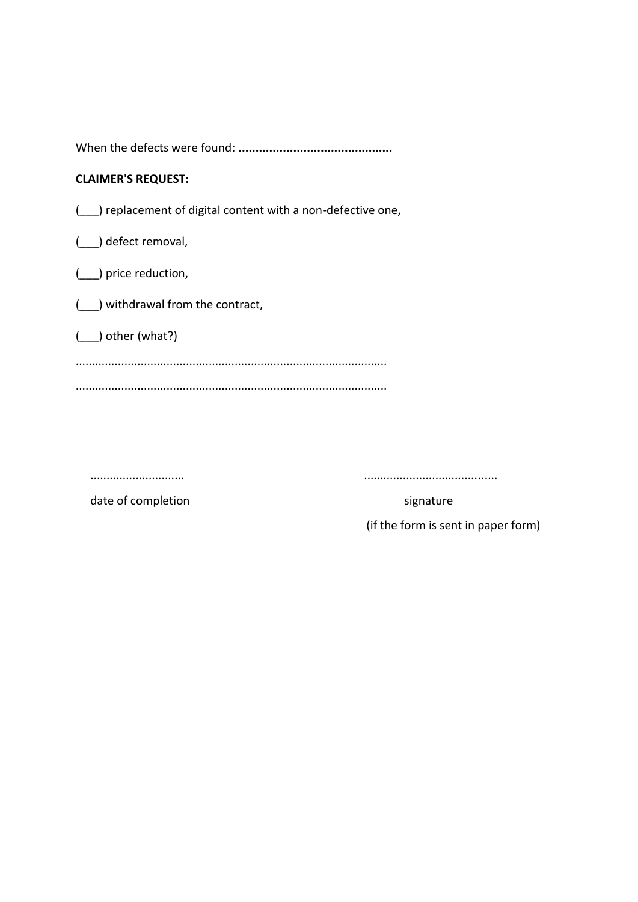When the defects were found: **............................................**

**CLAIMER'S REQUEST:**

(___) replacement of digital content with a non-defective one,

(___) defect removal,

(___) price reduction,

(___) withdrawal from the contract,

(___) other (what?)

..............................................................................................

..............................................................................................

............................ ........................................

date of completion signature

(if the form is sent in paper form)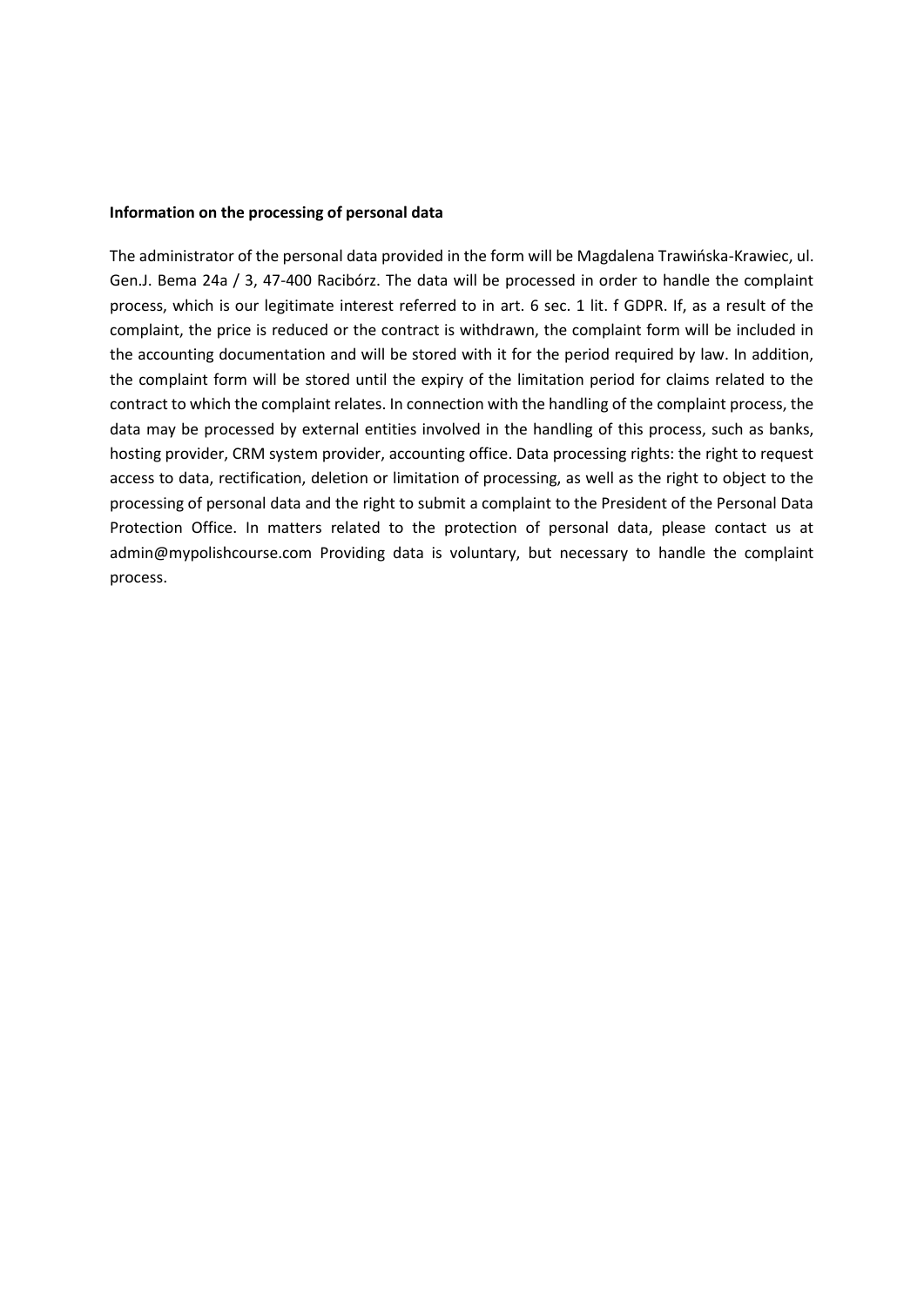**Information on the processing of personal data**

The administrator of the personal data provided in the form will be Magdalena Trawińska-Krawiec, ul. Gen.J. Bema 24a / 3, 47-400 Racibórz. The data will be processed in order to handle the complaint process, which is our legitimate interest referred to in art. 6 sec. 1 lit. f GDPR. If, as a result of the complaint, the price is reduced or the contract is withdrawn, the complaint form will be included in the accounting documentation and will be stored with it for the period required by law. In addition, the complaint form will be stored until the expiry of the limitation period for claims related to the contract to which the complaint relates. In connection with the handling of the complaint process, the data may be processed by external entities involved in the handling of this process, such as banks, hosting provider, CRM system provider, accounting office. Data processing rights: the right to request access to data, rectification, deletion or limitation of processing, as well as the right to object to the processing of personal data and the right to submit a complaint to the President of the Personal Data Protection Office. In matters related to the protection of personal data, please contact us at admin@mypolishcourse.com Providing data is voluntary, but necessary to handle the complaint process.